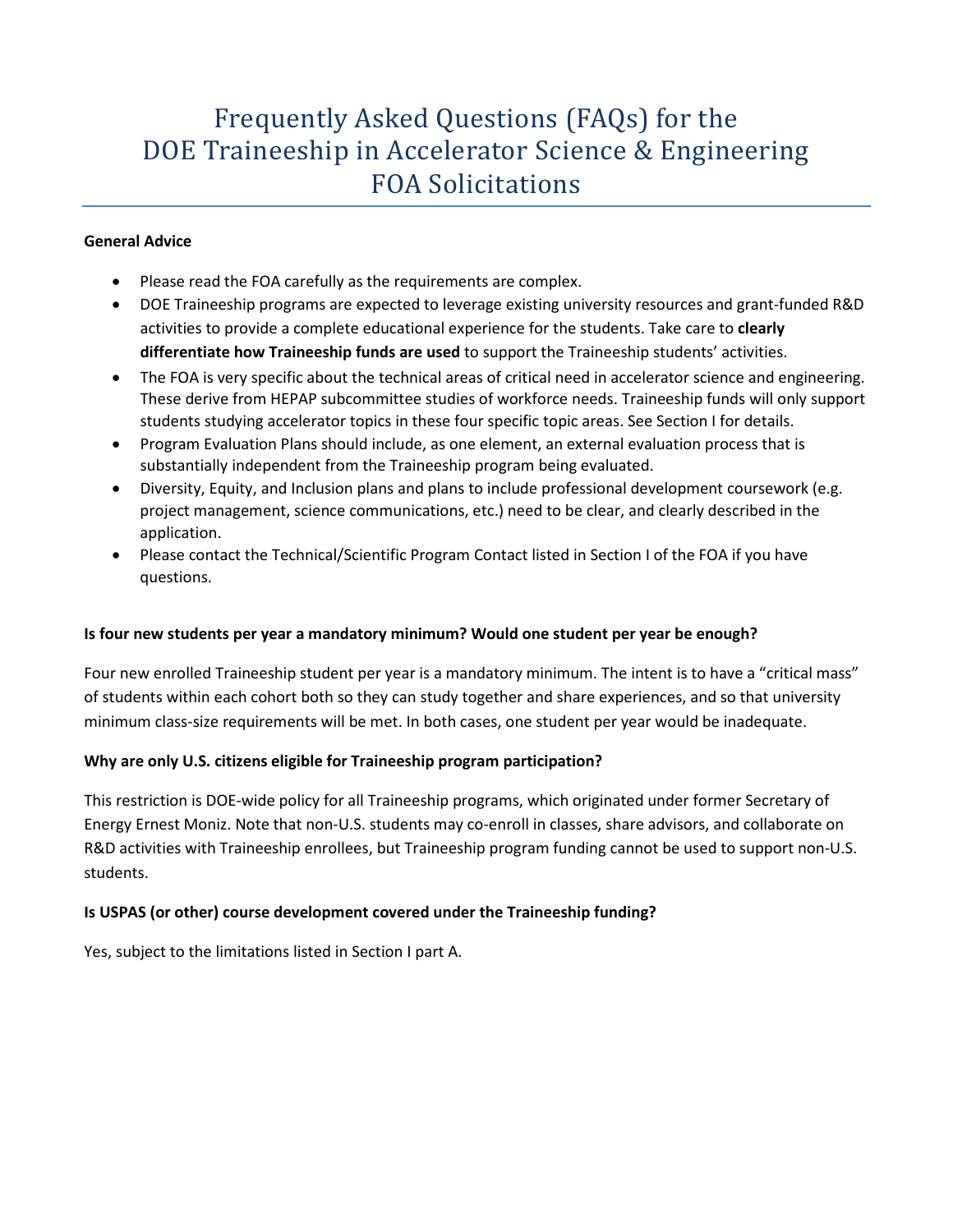# Frequently Asked Questions (FAQs) for the DOE Traineeship in Accelerator Science & Engineering FOA Solicitations

**General Advice**

- Please read the FOA carefully as the requirements are complex.
- DOE Traineeship programs are expected to leverage existing university resources and grant-funded R&D activities to provide a complete educational experience for the students. Take care to **clearly differentiate how Traineeship funds are used** to support the Traineeship students' activities.
- The FOA is very specific about the technical areas of critical need in accelerator science and engineering. These derive from HEPAP subcommittee studies of workforce needs. Traineeship funds will only support students studying accelerator topics in these four specific topic areas. See Section I for details.
- Program Evaluation Plans should include, as one element, an external evaluation process that is substantially independent from the Traineeship program being evaluated.
- Diversity, Equity, and Inclusion plans and plans to include professional development coursework (e.g. project management, science communications, etc.) need to be clear, and clearly described in the application.
- Please contact the Technical/Scientific Program Contact listed in Section I of the FOA if you have questions.

**Is four new students per year a mandatory minimum? Would one student per year be enough?**

Four new enrolled Traineeship student per year is a mandatory minimum. The intent is to have a "critical mass" of students within each cohort both so they can study together and share experiences, and so that university minimum class-size requirements will be met. In both cases, one student per year would be inadequate.

**Why are only U.S. citizens eligible for Traineeship program participation?**

This restriction is DOE-wide policy for all Traineeship programs, which originated under former Secretary of Energy Ernest Moniz. Note that non-U.S. students may co-enroll in classes, share advisors, and collaborate on R&D activities with Traineeship enrollees, but Traineeship program funding cannot be used to support non-U.S. students.

**Is USPAS (or other) course development covered under the Traineeship funding?**

Yes, subject to the limitations listed in Section I part A.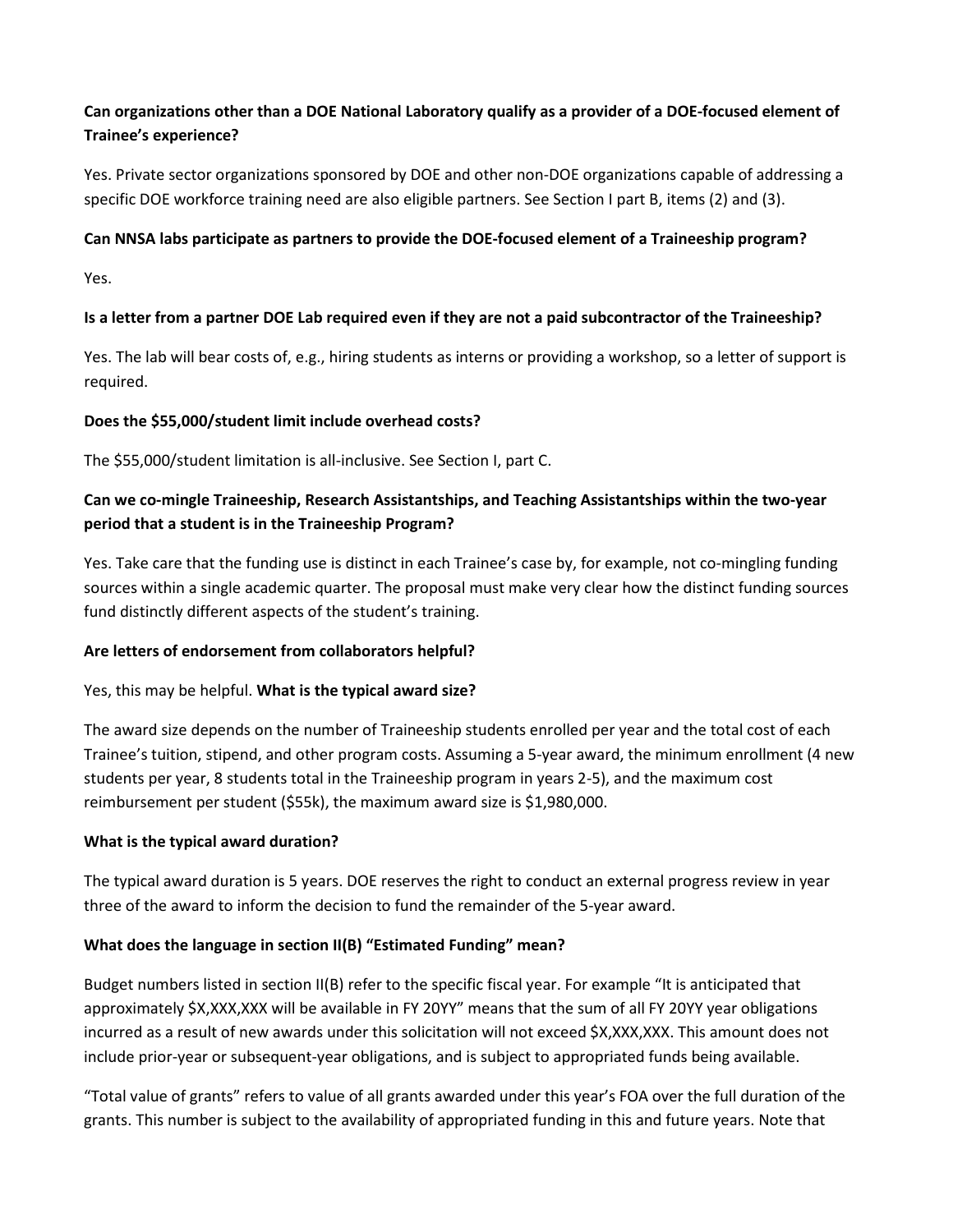**Can organizations other than a DOE National Laboratory qualify as a provider of a DOE-focused element of Trainee's experience?**

Yes. Private sector organizations sponsored by DOE and other non-DOE organizations capable of addressing a specific DOE workforce training need are also eligible partners. See Section I part B, items (2) and (3).

**Can NNSA labs participate as partners to provide the DOE-focused element of a Traineeship program?**

Yes.

**Is a letter from a partner DOE Lab required even if they are not a paid subcontractor of the Traineeship?**

Yes. The lab will bear costs of, e.g., hiring students as interns or providing a workshop, so a letter of support is required.

**Does the $55,000/student limit include overhead costs?**

The $55,000/student limitation is all-inclusive. See Section I, part C.

**Can we co-mingle Traineeship, Research Assistantships, and Teaching Assistantships within the two-year period that a student is in the Traineeship Program?**

Yes. Take care that the funding use is distinct in each Trainee's case by, for example, not co-mingling funding sources within a single academic quarter. The proposal must make very clear how the distinct funding sources fund distinctly different aspects of the student's training.

**Are letters of endorsement from collaborators helpful?**

Yes, this may be helpful. **What is the typical award size?**

The award size depends on the number of Traineeship students enrolled per year and the total cost of each Trainee's tuition, stipend, and other program costs. Assuming a 5-year award, the minimum enrollment (4 new students per year, 8 students total in the Traineeship program in years 2-5), and the maximum cost reimbursement per student ($55k), the maximum award size is $1,980,000.

**What is the typical award duration?**

The typical award duration is 5 years. DOE reserves the right to conduct an external progress review in year three of the award to inform the decision to fund the remainder of the 5-year award.

**What does the language in section II(B) "Estimated Funding" mean?**

Budget numbers listed in section II(B) refer to the specific fiscal year. For example "It is anticipated that approximately $X,XXX,XXX will be available in FY 20YY" means that the sum of all FY 20YY year obligations incurred as a result of new awards under this solicitation will not exceed $X,XXX,XXX. This amount does not include prior-year or subsequent-year obligations, and is subject to appropriated funds being available.

"Total value of grants" refers to value of all grants awarded under this year's FOA over the full duration of the grants. This number is subject to the availability of appropriated funding in this and future years. Note that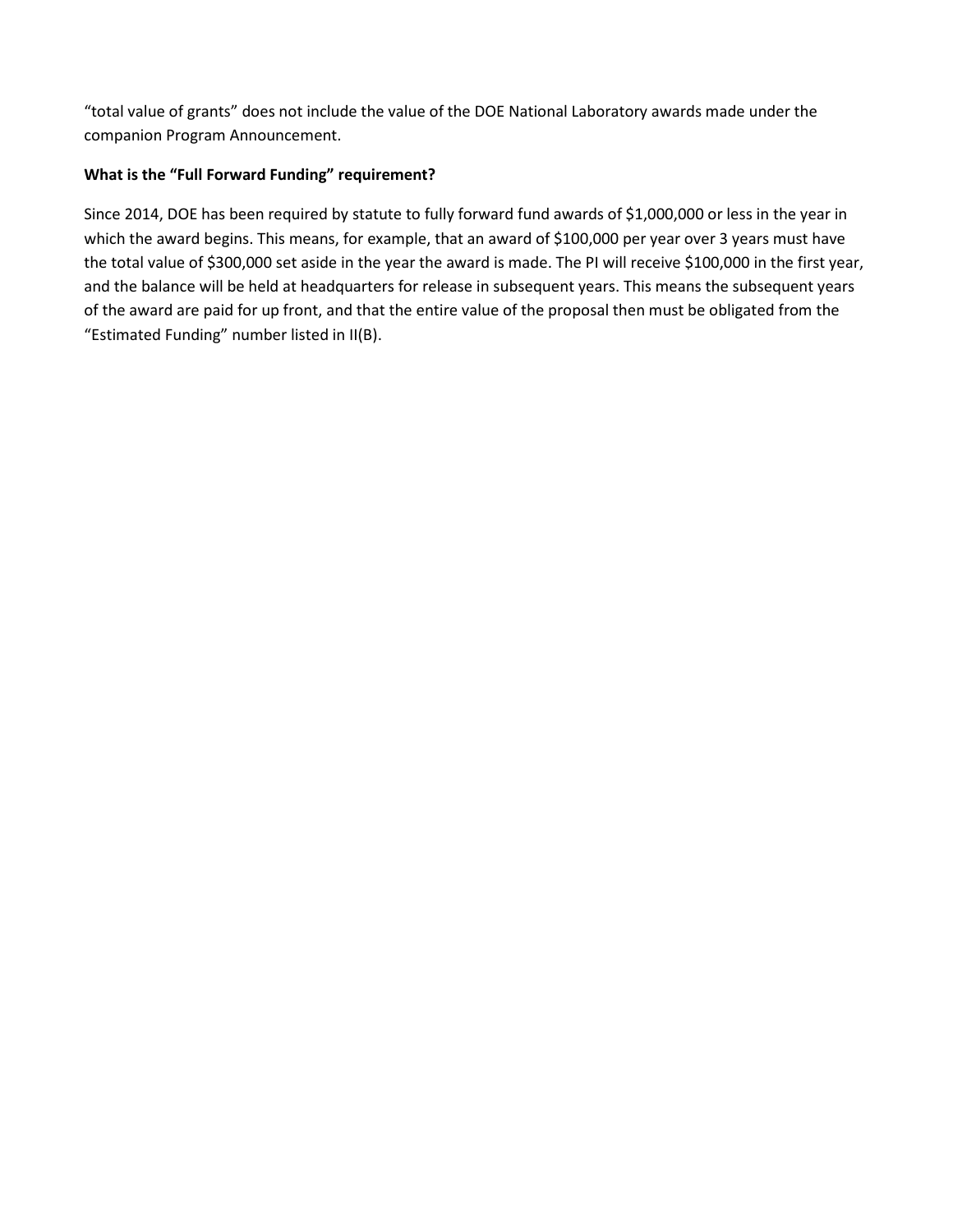“total value of grants” does not include the value of the DOE National Laboratory awards made under the companion Program Announcement.

**What is the “Full Forward Funding” requirement?**

Since 2014, DOE has been required by statute to fully forward fund awards of $1,000,000 or less in the year in which the award begins. This means, for example, that an award of $100,000 per year over 3 years must have the total value of $300,000 set aside in the year the award is made. The PI will receive $100,000 in the first year, and the balance will be held at headquarters for release in subsequent years. This means the subsequent years of the award are paid for up front, and that the entire value of the proposal then must be obligated from the “Estimated Funding” number listed in II(B).